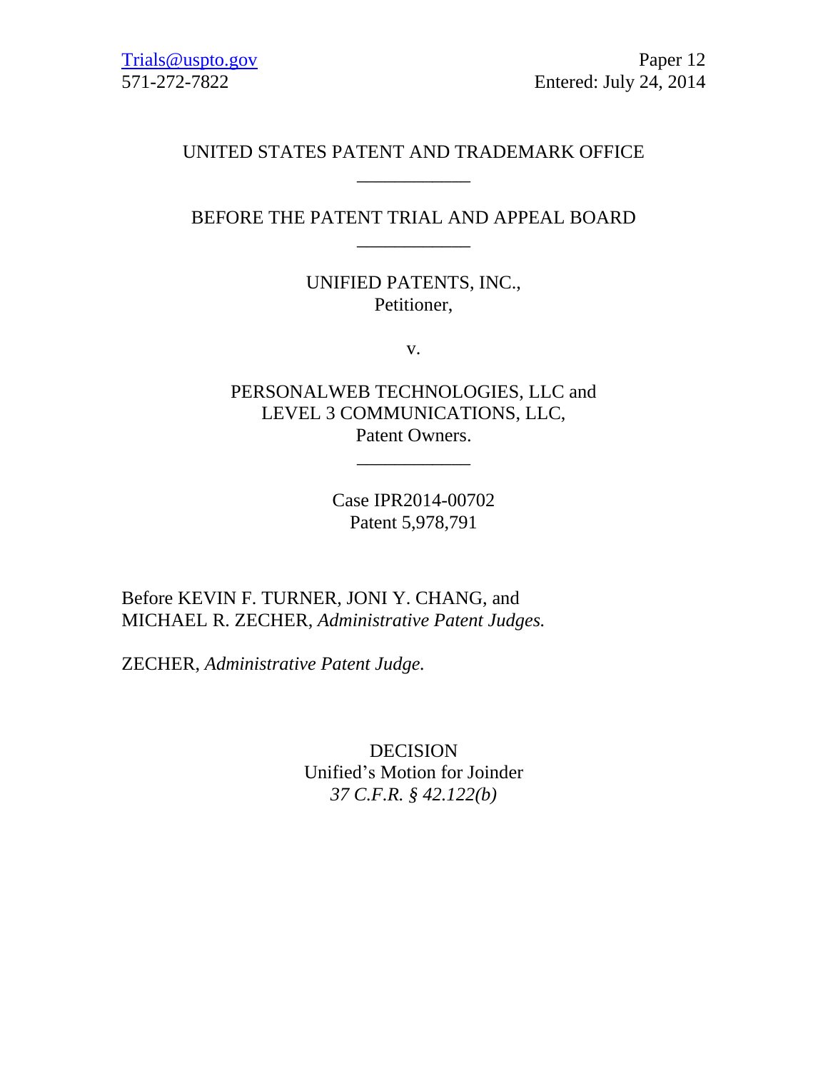Trials@uspto.gov
571-272-7822

Paper 12
Entered: July 24, 2014

UNITED STATES PATENT AND TRADEMARK OFFICE

---

BEFORE THE PATENT TRIAL AND APPEAL BOARD

---

UNIFIED PATENTS, INC.,
Petitioner,

v.

PERSONALWEB TECHNOLOGIES, LLC and
LEVEL 3 COMMUNICATIONS, LLC,
Patent Owners.

---

Case IPR2014-00702
Patent 5,978,791

Before KEVIN F. TURNER, JONI Y. CHANG, and
MICHAEL R. ZECHER, *Administrative Patent Judges.*

ZECHER, *Administrative Patent Judge.*

DECISION
Unified's Motion for Joinder
*37 C.F.R. § 42.122(b)*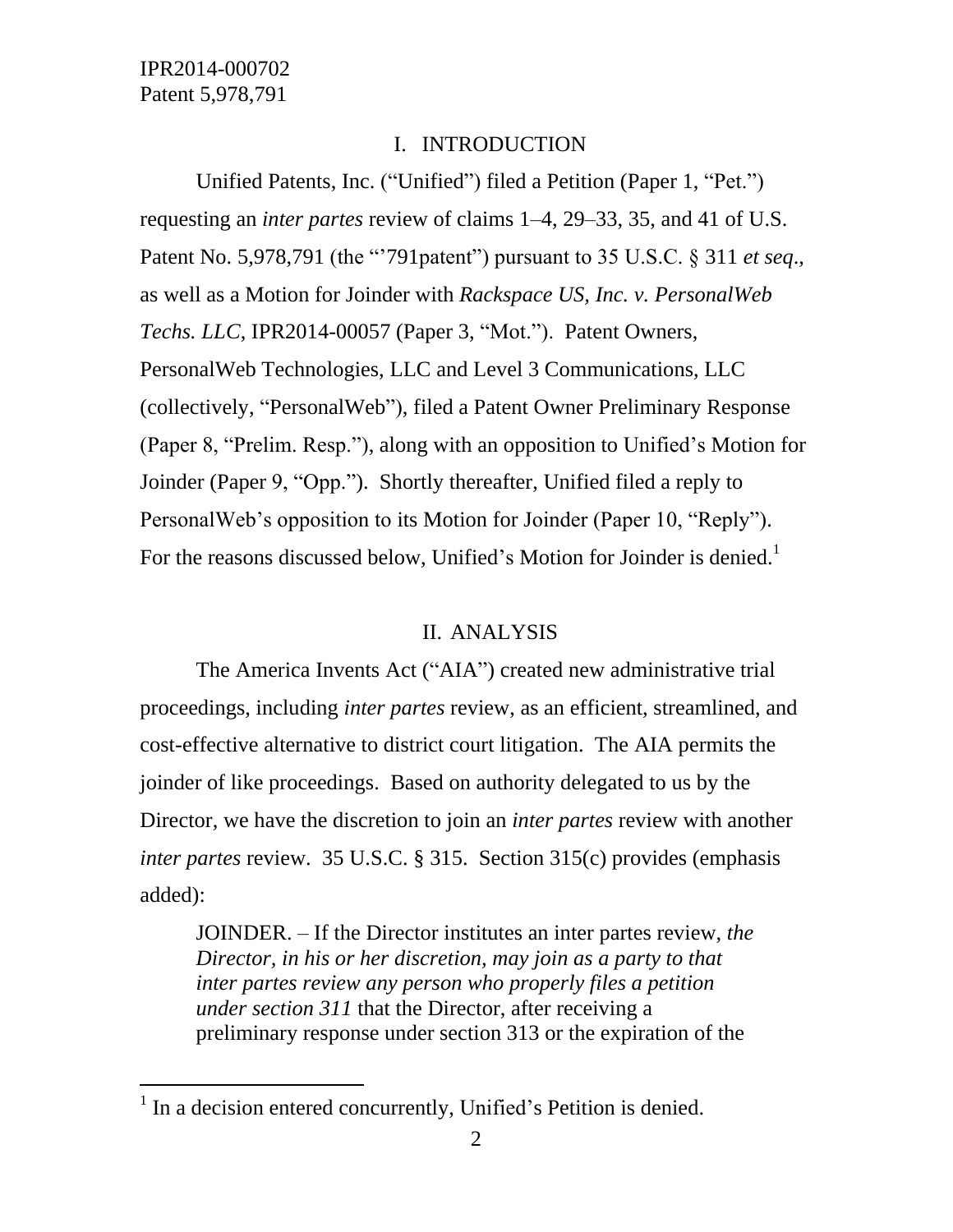## I. INTRODUCTION

Unified Patents, Inc. ("Unified") filed a Petition (Paper 1, "Pet.") requesting an *inter partes* review of claims 1–4, 29–33, 35, and 41 of U.S. Patent No. 5,978,791 (the "'791patent") pursuant to 35 U.S.C. § 311 *et seq.*, as well as a Motion for Joinder with *Rackspace US, Inc. v. PersonalWeb Techs. LLC*, IPR2014-00057 (Paper 3, "Mot."). Patent Owners, PersonalWeb Technologies, LLC and Level 3 Communications, LLC (collectively, "PersonalWeb"), filed a Patent Owner Preliminary Response (Paper 8, "Prelim. Resp."), along with an opposition to Unified's Motion for Joinder (Paper 9, "Opp."). Shortly thereafter, Unified filed a reply to PersonalWeb's opposition to its Motion for Joinder (Paper 10, "Reply"). For the reasons discussed below, Unified's Motion for Joinder is denied.[1]

## II. ANALYSIS

The America Invents Act ("AIA") created new administrative trial proceedings, including *inter partes* review, as an efficient, streamlined, and cost-effective alternative to district court litigation. The AIA permits the joinder of like proceedings. Based on authority delegated to us by the Director, we have the discretion to join an *inter partes* review with another *inter partes* review. 35 U.S.C. § 315. Section 315(c) provides (emphasis added):

> JOINDER. – If the Director institutes an inter partes review, *the Director, in his or her discretion, may join as a party to that inter partes review any person who properly files a petition under section 311* that the Director, after receiving a preliminary response under section 313 or the expiration of the

[1] In a decision entered concurrently, Unified's Petition is denied.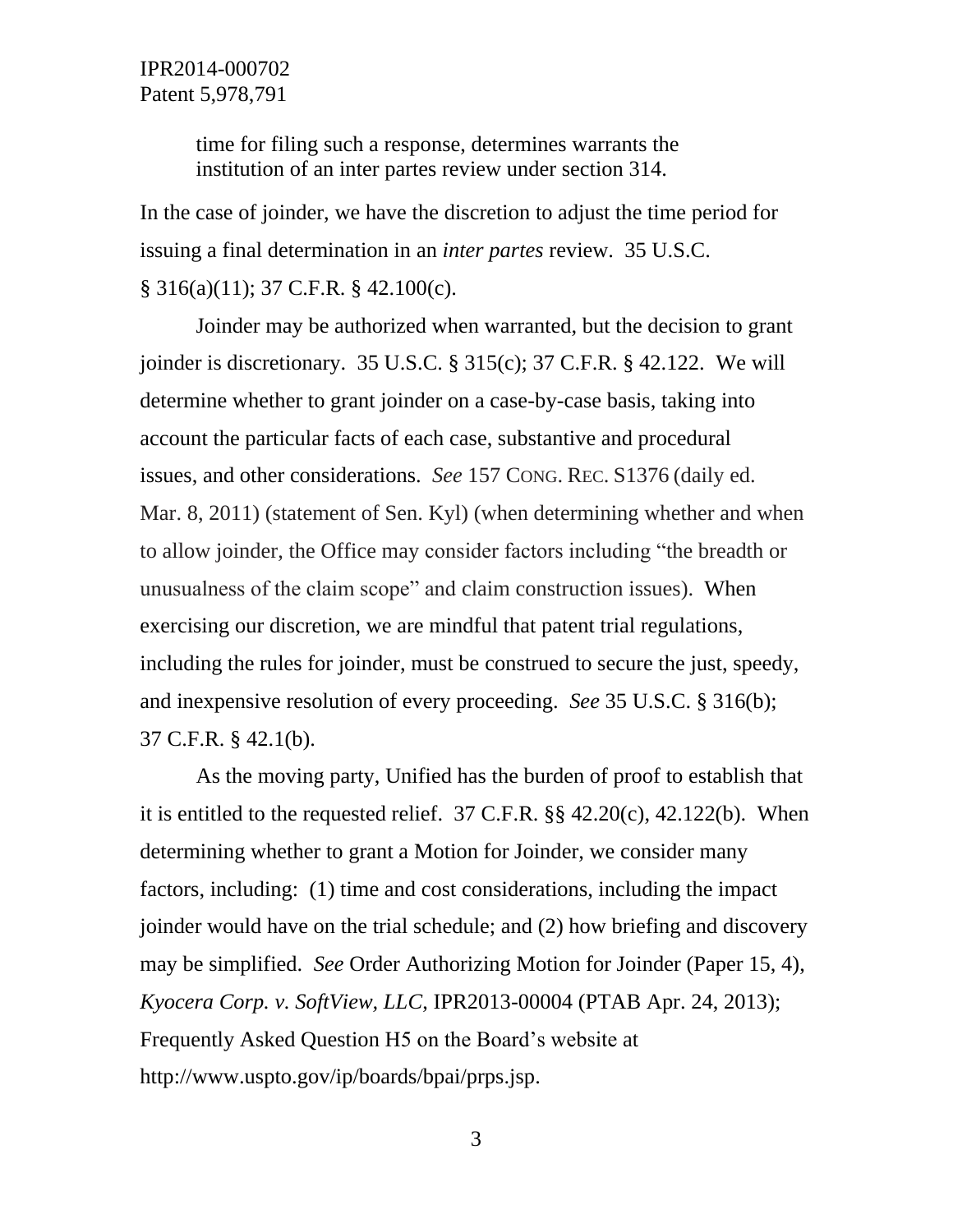> time for filing such a response, determines warrants the institution of an inter partes review under section 314.

In the case of joinder, we have the discretion to adjust the time period for issuing a final determination in an *inter partes* review. 35 U.S.C. § 316(a)(11); 37 C.F.R. § 42.100(c).

Joinder may be authorized when warranted, but the decision to grant joinder is discretionary. 35 U.S.C. § 315(c); 37 C.F.R. § 42.122. We will determine whether to grant joinder on a case-by-case basis, taking into account the particular facts of each case, substantive and procedural issues, and other considerations. *See* 157 CONG. REC. S1376 (daily ed. Mar. 8, 2011) (statement of Sen. Kyl) (when determining whether and when to allow joinder, the Office may consider factors including "the breadth or unusualness of the claim scope" and claim construction issues). When exercising our discretion, we are mindful that patent trial regulations, including the rules for joinder, must be construed to secure the just, speedy, and inexpensive resolution of every proceeding. *See* 35 U.S.C. § 316(b); 37 C.F.R. § 42.1(b).

As the moving party, Unified has the burden of proof to establish that it is entitled to the requested relief. 37 C.F.R. §§ 42.20(c), 42.122(b). When determining whether to grant a Motion for Joinder, we consider many factors, including: (1) time and cost considerations, including the impact joinder would have on the trial schedule; and (2) how briefing and discovery may be simplified. *See* Order Authorizing Motion for Joinder (Paper 15, 4), *Kyocera Corp. v. SoftView, LLC*, IPR2013-00004 (PTAB Apr. 24, 2013); Frequently Asked Question H5 on the Board's website at http://www.uspto.gov/ip/boards/bpai/prps.jsp.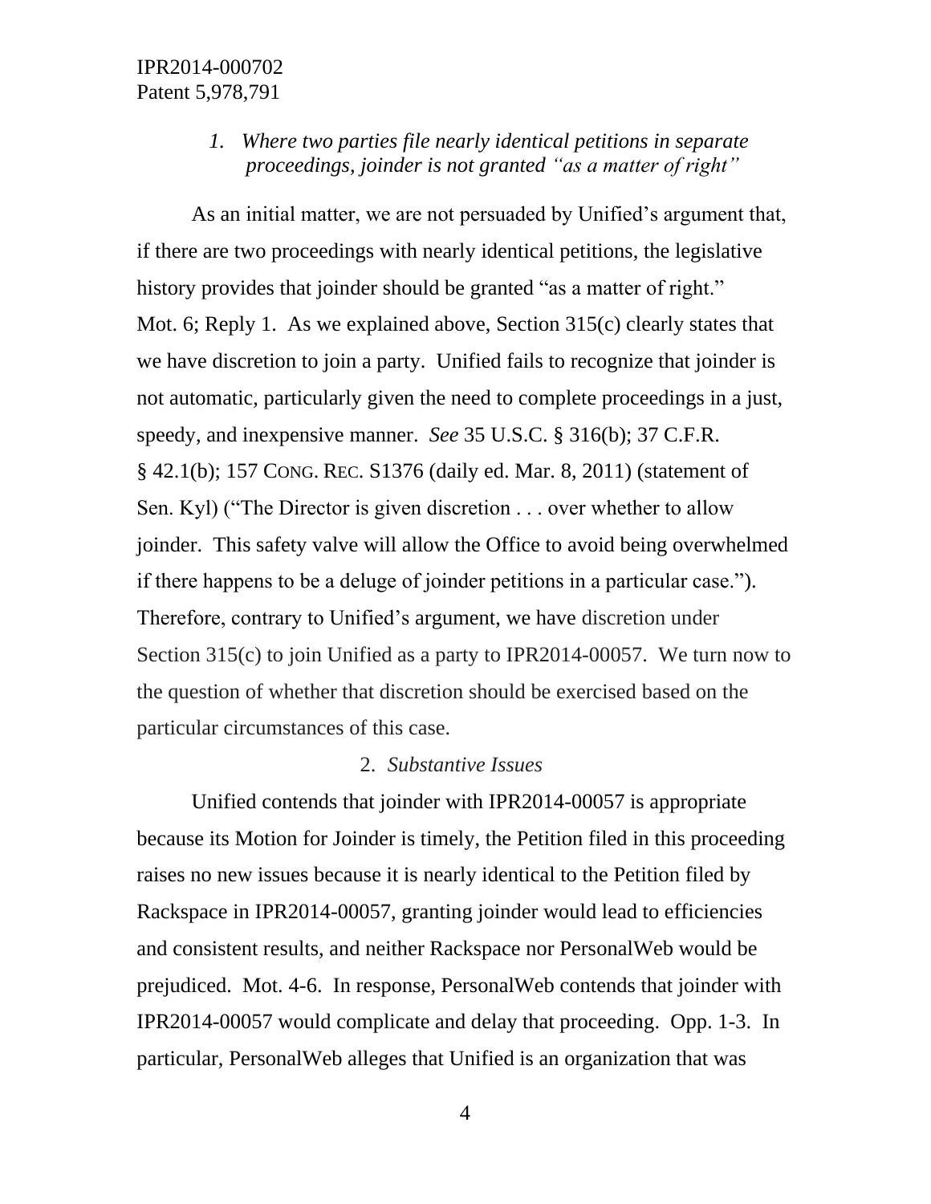### *1. Where two parties file nearly identical petitions in separate proceedings, joinder is not granted "as a matter of right"*

As an initial matter, we are not persuaded by Unified's argument that, if there are two proceedings with nearly identical petitions, the legislative history provides that joinder should be granted "as a matter of right." Mot. 6; Reply 1. As we explained above, Section 315(c) clearly states that we have discretion to join a party. Unified fails to recognize that joinder is not automatic, particularly given the need to complete proceedings in a just, speedy, and inexpensive manner. *See* 35 U.S.C. § 316(b); 37 C.F.R. § 42.1(b); 157 CONG. REC. S1376 (daily ed. Mar. 8, 2011) (statement of Sen. Kyl) ("The Director is given discretion . . . over whether to allow joinder. This safety valve will allow the Office to avoid being overwhelmed if there happens to be a deluge of joinder petitions in a particular case."). Therefore, contrary to Unified's argument, we have discretion under Section 315(c) to join Unified as a party to IPR2014-00057. We turn now to the question of whether that discretion should be exercised based on the particular circumstances of this case.

### 2. *Substantive Issues*

Unified contends that joinder with IPR2014-00057 is appropriate because its Motion for Joinder is timely, the Petition filed in this proceeding raises no new issues because it is nearly identical to the Petition filed by Rackspace in IPR2014-00057, granting joinder would lead to efficiencies and consistent results, and neither Rackspace nor PersonalWeb would be prejudiced. Mot. 4-6. In response, PersonalWeb contends that joinder with IPR2014-00057 would complicate and delay that proceeding. Opp. 1-3. In particular, PersonalWeb alleges that Unified is an organization that was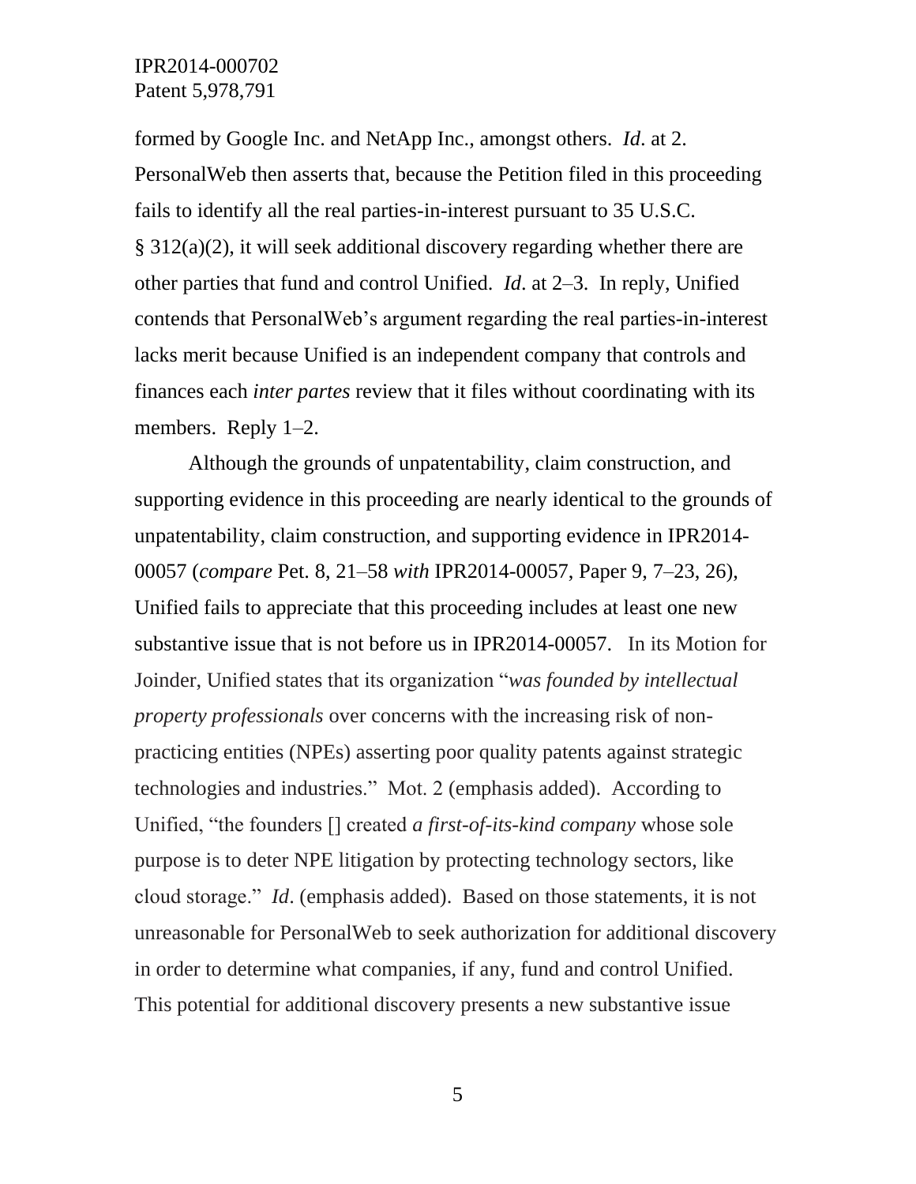formed by Google Inc. and NetApp Inc., amongst others. *Id*. at 2. PersonalWeb then asserts that, because the Petition filed in this proceeding fails to identify all the real parties-in-interest pursuant to 35 U.S.C. § 312(a)(2), it will seek additional discovery regarding whether there are other parties that fund and control Unified. *Id*. at 2–3. In reply, Unified contends that PersonalWeb's argument regarding the real parties-in-interest lacks merit because Unified is an independent company that controls and finances each *inter partes* review that it files without coordinating with its members. Reply 1–2.

Although the grounds of unpatentability, claim construction, and supporting evidence in this proceeding are nearly identical to the grounds of unpatentability, claim construction, and supporting evidence in IPR2014-00057 (*compare* Pet. 8, 21–58 *with* IPR2014-00057, Paper 9, 7–23, 26), Unified fails to appreciate that this proceeding includes at least one new substantive issue that is not before us in IPR2014-00057. In its Motion for Joinder, Unified states that its organization "*was founded by intellectual property professionals* over concerns with the increasing risk of non-practicing entities (NPEs) asserting poor quality patents against strategic technologies and industries." Mot. 2 (emphasis added). According to Unified, "the founders [] created *a first-of-its-kind company* whose sole purpose is to deter NPE litigation by protecting technology sectors, like cloud storage." *Id*. (emphasis added). Based on those statements, it is not unreasonable for PersonalWeb to seek authorization for additional discovery in order to determine what companies, if any, fund and control Unified. This potential for additional discovery presents a new substantive issue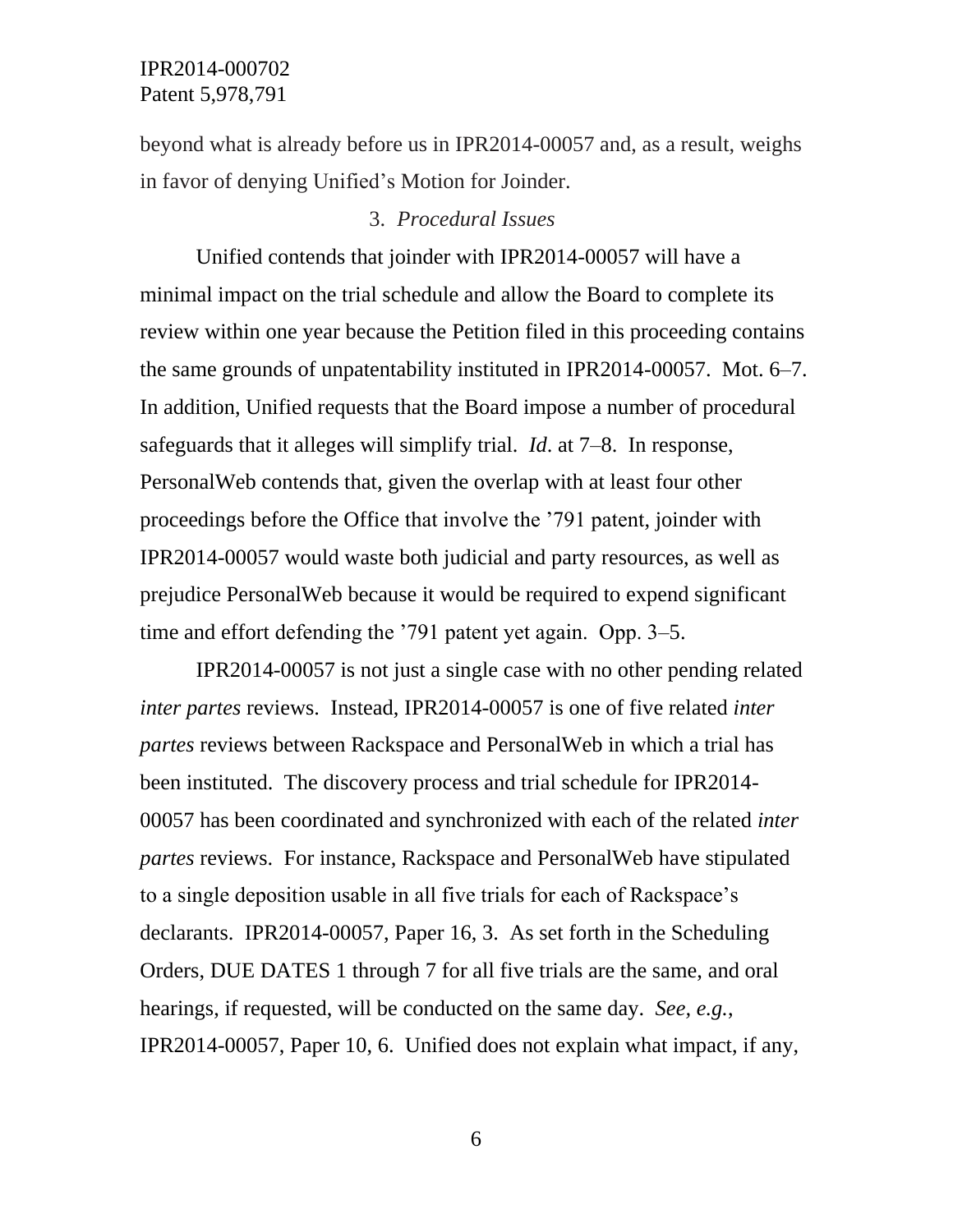beyond what is already before us in IPR2014-00057 and, as a result, weighs in favor of denying Unified's Motion for Joinder.

### 3. *Procedural Issues*

Unified contends that joinder with IPR2014-00057 will have a minimal impact on the trial schedule and allow the Board to complete its review within one year because the Petition filed in this proceeding contains the same grounds of unpatentability instituted in IPR2014-00057. Mot. 6–7. In addition, Unified requests that the Board impose a number of procedural safeguards that it alleges will simplify trial. *Id*. at 7–8. In response, PersonalWeb contends that, given the overlap with at least four other proceedings before the Office that involve the '791 patent, joinder with IPR2014-00057 would waste both judicial and party resources, as well as prejudice PersonalWeb because it would be required to expend significant time and effort defending the '791 patent yet again. Opp. 3–5.

IPR2014-00057 is not just a single case with no other pending related *inter partes* reviews. Instead, IPR2014-00057 is one of five related *inter partes* reviews between Rackspace and PersonalWeb in which a trial has been instituted. The discovery process and trial schedule for IPR2014-00057 has been coordinated and synchronized with each of the related *inter partes* reviews. For instance, Rackspace and PersonalWeb have stipulated to a single deposition usable in all five trials for each of Rackspace's declarants. IPR2014-00057, Paper 16, 3. As set forth in the Scheduling Orders, DUE DATES 1 through 7 for all five trials are the same, and oral hearings, if requested, will be conducted on the same day. *See, e.g.*, IPR2014-00057, Paper 10, 6. Unified does not explain what impact, if any,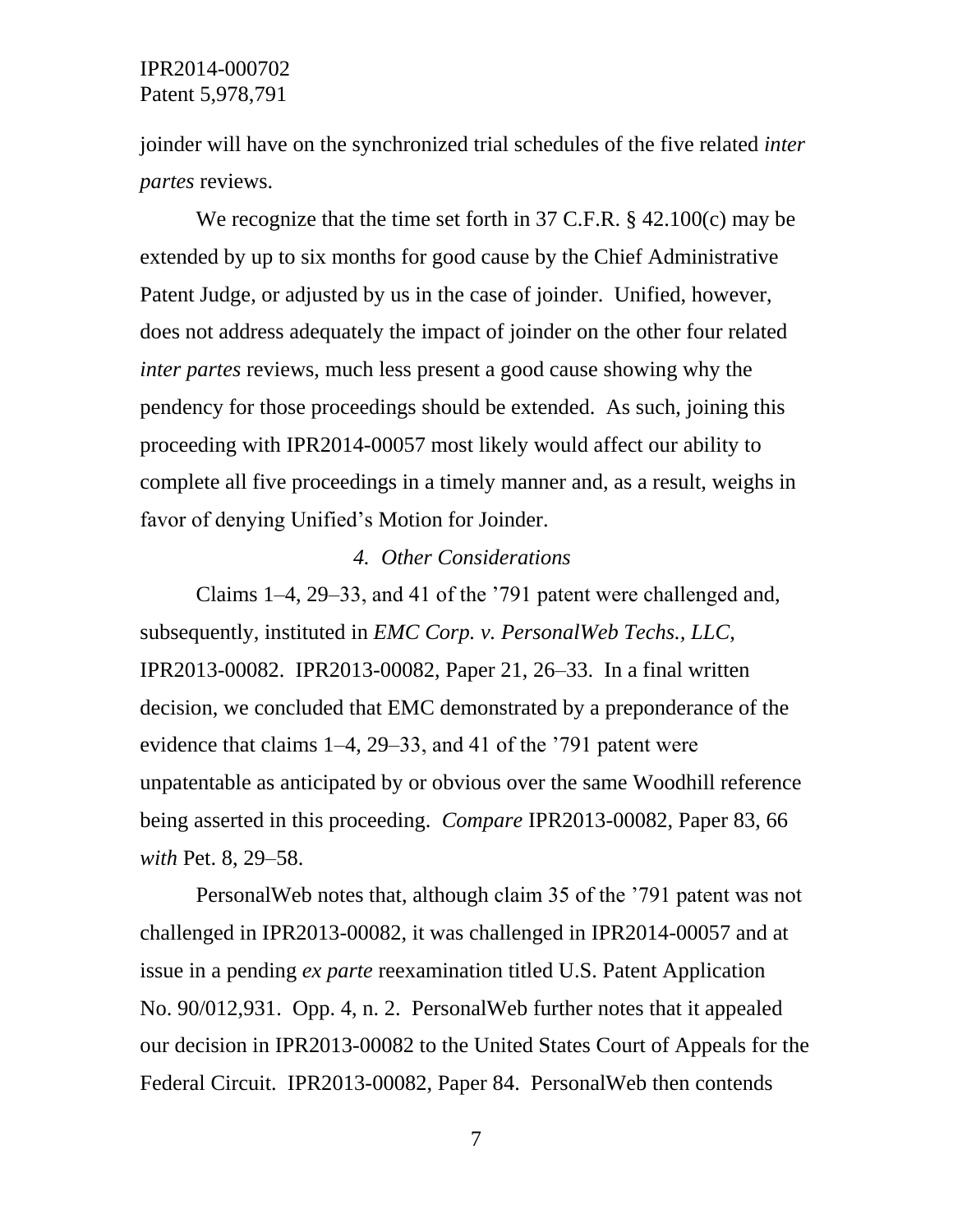joinder will have on the synchronized trial schedules of the five related *inter partes* reviews.

We recognize that the time set forth in 37 C.F.R. § 42.100(c) may be extended by up to six months for good cause by the Chief Administrative Patent Judge, or adjusted by us in the case of joinder. Unified, however, does not address adequately the impact of joinder on the other four related *inter partes* reviews, much less present a good cause showing why the pendency for those proceedings should be extended. As such, joining this proceeding with IPR2014-00057 most likely would affect our ability to complete all five proceedings in a timely manner and, as a result, weighs in favor of denying Unified's Motion for Joinder.

*4. Other Considerations*

Claims 1–4, 29–33, and 41 of the '791 patent were challenged and, subsequently, instituted in *EMC Corp. v. PersonalWeb Techs., LLC*, IPR2013-00082. IPR2013-00082, Paper 21, 26–33. In a final written decision, we concluded that EMC demonstrated by a preponderance of the evidence that claims 1–4, 29–33, and 41 of the '791 patent were unpatentable as anticipated by or obvious over the same Woodhill reference being asserted in this proceeding. *Compare* IPR2013-00082, Paper 83, 66 *with* Pet. 8, 29–58.

PersonalWeb notes that, although claim 35 of the '791 patent was not challenged in IPR2013-00082, it was challenged in IPR2014-00057 and at issue in a pending *ex parte* reexamination titled U.S. Patent Application No. 90/012,931. Opp. 4, n. 2. PersonalWeb further notes that it appealed our decision in IPR2013-00082 to the United States Court of Appeals for the Federal Circuit. IPR2013-00082, Paper 84. PersonalWeb then contends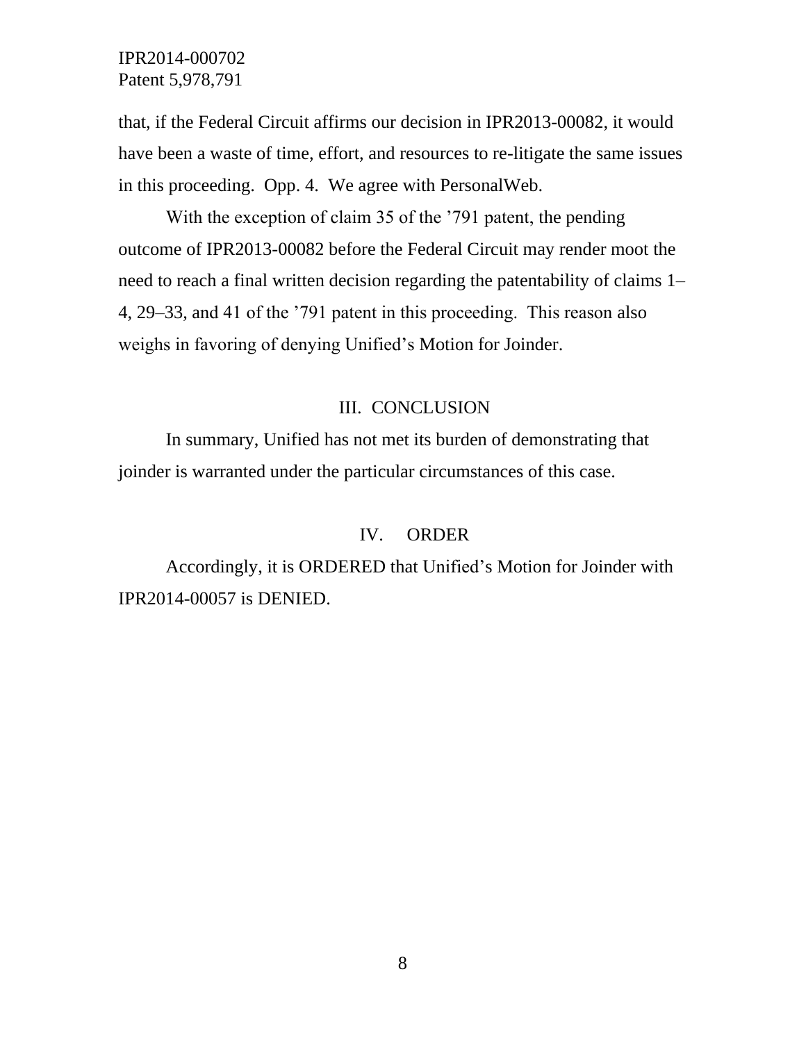that, if the Federal Circuit affirms our decision in IPR2013-00082, it would have been a waste of time, effort, and resources to re-litigate the same issues in this proceeding. Opp. 4. We agree with PersonalWeb.

With the exception of claim 35 of the ’791 patent, the pending outcome of IPR2013-00082 before the Federal Circuit may render moot the need to reach a final written decision regarding the patentability of claims 1–4, 29–33, and 41 of the ’791 patent in this proceeding. This reason also weighs in favoring of denying Unified’s Motion for Joinder.

## III. CONCLUSION

In summary, Unified has not met its burden of demonstrating that joinder is warranted under the particular circumstances of this case.

## IV. ORDER

Accordingly, it is ORDERED that Unified’s Motion for Joinder with IPR2014-00057 is DENIED.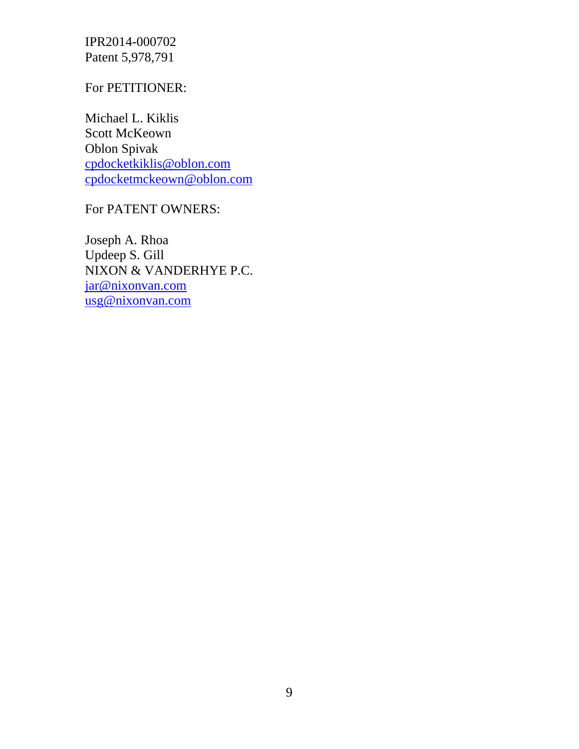IPR2014-000702
Patent 5,978,791

For PETITIONER:

Michael L. Kiklis
Scott McKeown
Oblon Spivak
cpdocketkiklis@oblon.com
cpdocketmckeown@oblon.com

For PATENT OWNERS:

Joseph A. Rhoa
Updeep S. Gill
NIXON & VANDERHYE P.C.
jar@nixonvan.com
usg@nixonvan.com